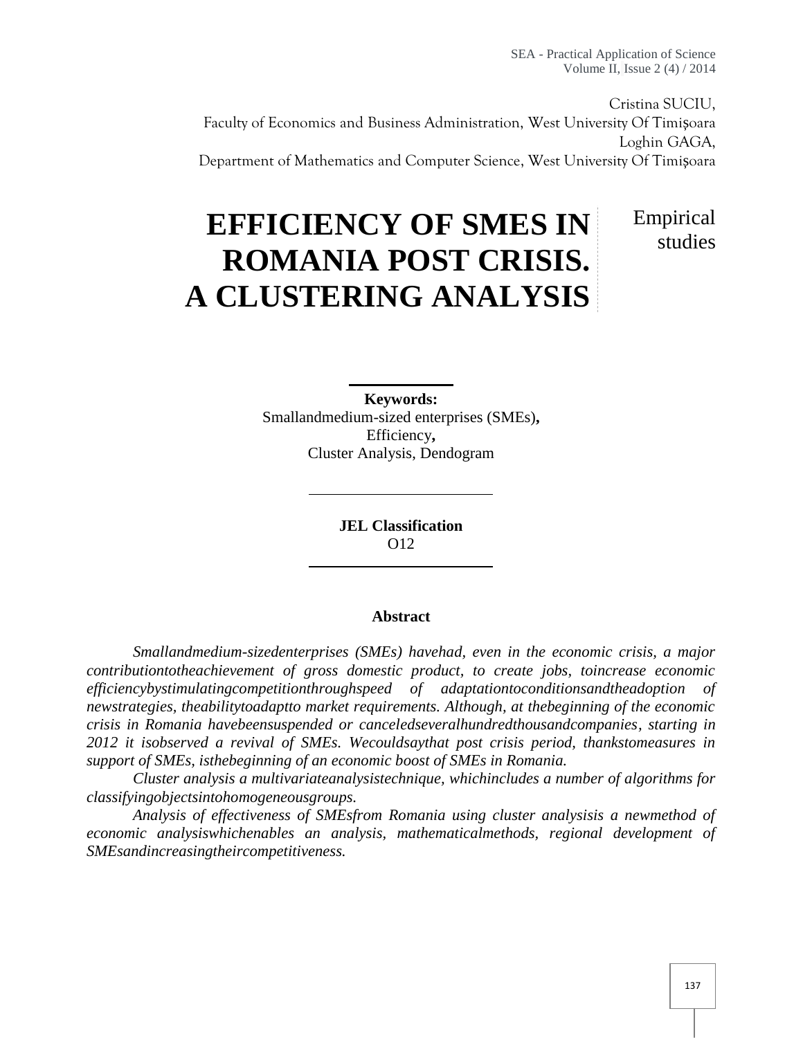Cristina SUCIU,
Faculty of Economics and Business Administration, West University Of Timișoara
Loghin GAGA,
Department of Mathematics and Computer Science, West University Of Timișoara

# EFFICIENCY OF SMES IN ROMANIA POST CRISIS. A CLUSTERING ANALYSIS

Empirical studies

**Keywords:**
Smallandmedium-sized enterprises (SMEs)**,**
Efficiency**,**
Cluster Analysis, Dendogram

**JEL Classification**
O12

**Abstract**

*Smallandmedium-sizedenterprises (SMEs) havehad, even in the economic crisis, a major contributiontotheachievement of gross domestic product, to create jobs, toincrease economic efficiencybystimulatingcompetitionthroughspeed of adaptationtoconditionsandtheadoption of newstrategies, theabilitytoadaptto market requirements. Although, at thebeginning of the economic crisis in Romania havebeensuspended or canceledseveralhundredthousandcompanies, starting in 2012 it isobserved a revival of SMEs. Wecouldsaythat post crisis period, thankstomeasures in support of SMEs, isthebeginning of an economic boost of SMEs in Romania.*

*Cluster analysis a multivariateanalysistechnique, whichincludes a number of algorithms for classifyingobjectsintohomogeneousgroups.*

*Analysis of effectiveness of SMEsfrom Romania using cluster analysisis a newmethod of economic analysiswhichenables an analysis, mathematicalmethods, regional development of SMEsandincreasingtheircompetitiveness.*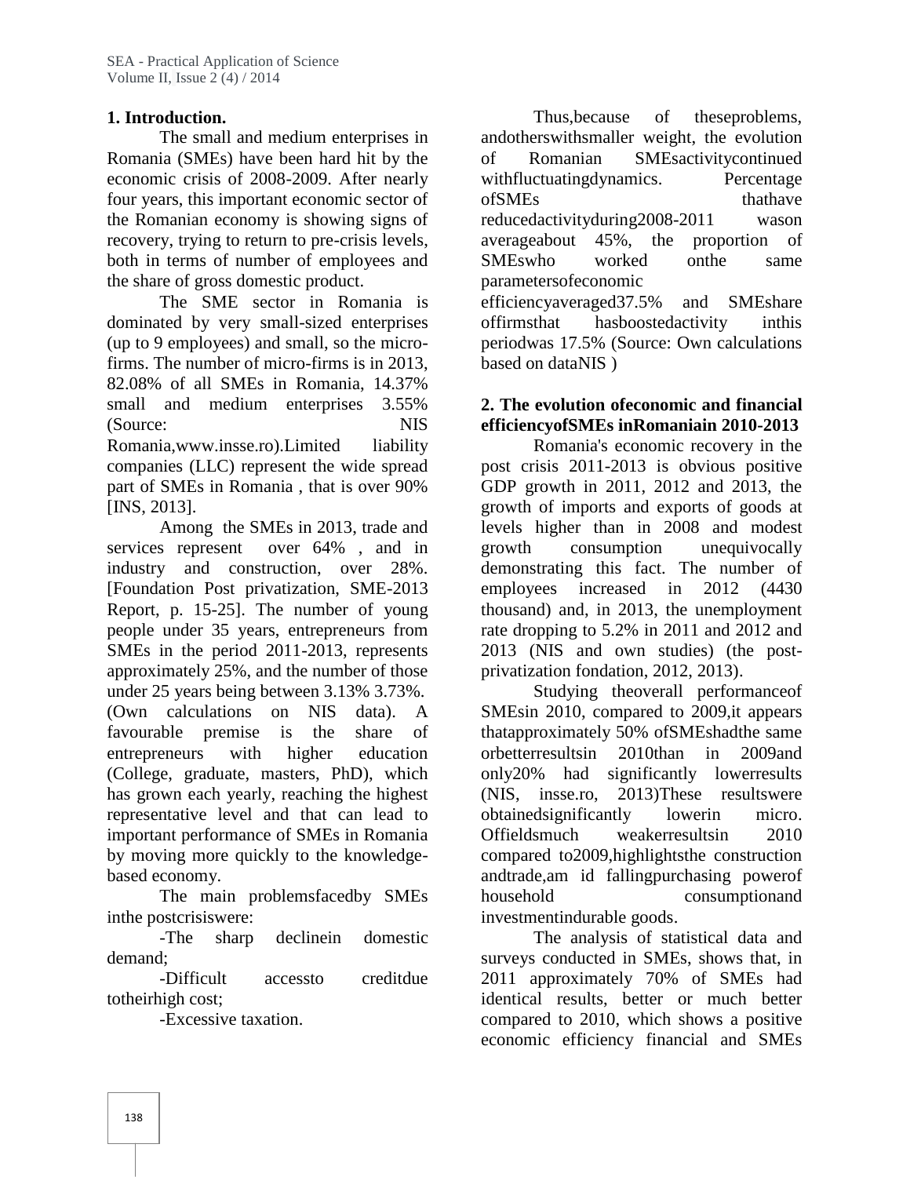## 1. Introduction.

The small and medium enterprises in Romania (SMEs) have been hard hit by the economic crisis of 2008-2009. After nearly four years, this important economic sector of the Romanian economy is showing signs of recovery, trying to return to pre-crisis levels, both in terms of number of employees and the share of gross domestic product.

The SME sector in Romania is dominated by very small-sized enterprises (up to 9 employees) and small, so the micro-firms. The number of micro-firms is in 2013, 82.08% of all SMEs in Romania, 14.37% small and medium enterprises 3.55% (Source: NIS Romania,www.insse.ro).Limited liability companies (LLC) represent the wide spread part of SMEs in Romania , that is over 90% [INS, 2013].

Among the SMEs in 2013, trade and services represent over 64% , and in industry and construction, over 28%. [Foundation Post privatization, SME-2013 Report, p. 15-25]. The number of young people under 35 years, entrepreneurs from SMEs in the period 2011-2013, represents approximately 25%, and the number of those under 25 years being between 3.13% 3.73%. (Own calculations on NIS data). A favourable premise is the share of entrepreneurs with higher education (College, graduate, masters, PhD), which has grown each yearly, reaching the highest representative level and that can lead to important performance of SMEs in Romania by moving more quickly to the knowledge-based economy.

The main problemsfacedby SMEs inthe postcrisiswere:

-The sharp declinein domestic demand;

-Difficult accessto creditdue totheirhigh cost;

-Excessive taxation.

Thus,because of theseproblems, andotherswithsmaller weight, the evolution of Romanian SMEsactivitycontinued withfluctuatingdynamics. Percentage ofSMEs thathave reducedactivityduring2008-2011 wason averageabout 45%, the proportion of SMEswho worked onthe same parametersofeconomic efficiencyaveraged37.5% and SMEshare offirmsthat hasboostedactivity inthis periodwas 17.5% (Source: Own calculations based on dataNIS )

## 2. The evolution ofeconomic and financial efficiencyofSMEs inRomaniain 2010-2013

Romania's economic recovery in the post crisis 2011-2013 is obvious positive GDP growth in 2011, 2012 and 2013, the growth of imports and exports of goods at levels higher than in 2008 and modest growth consumption unequivocally demonstrating this fact. The number of employees increased in 2012 (4430 thousand) and, in 2013, the unemployment rate dropping to 5.2% in 2011 and 2012 and 2013 (NIS and own studies) (the post-privatization fondation, 2012, 2013).

Studying theoverall performanceof SMEsin 2010, compared to 2009,it appears thatapproximately 50% ofSMEshadthe same orbetterresultsin 2010than in 2009and only20% had significantly lowerresults (NIS, insse.ro, 2013)These resultswere obtainedsignificantly lowerin micro. Offieldsmuch weakerresultsin 2010 compared to2009,highlightsthe construction andtrade,am id fallingpurchasing powerof household consumptionand investmentindurable goods.

The analysis of statistical data and surveys conducted in SMEs, shows that, in 2011 approximately 70% of SMEs had identical results, better or much better compared to 2010, which shows a positive economic efficiency financial and SMEs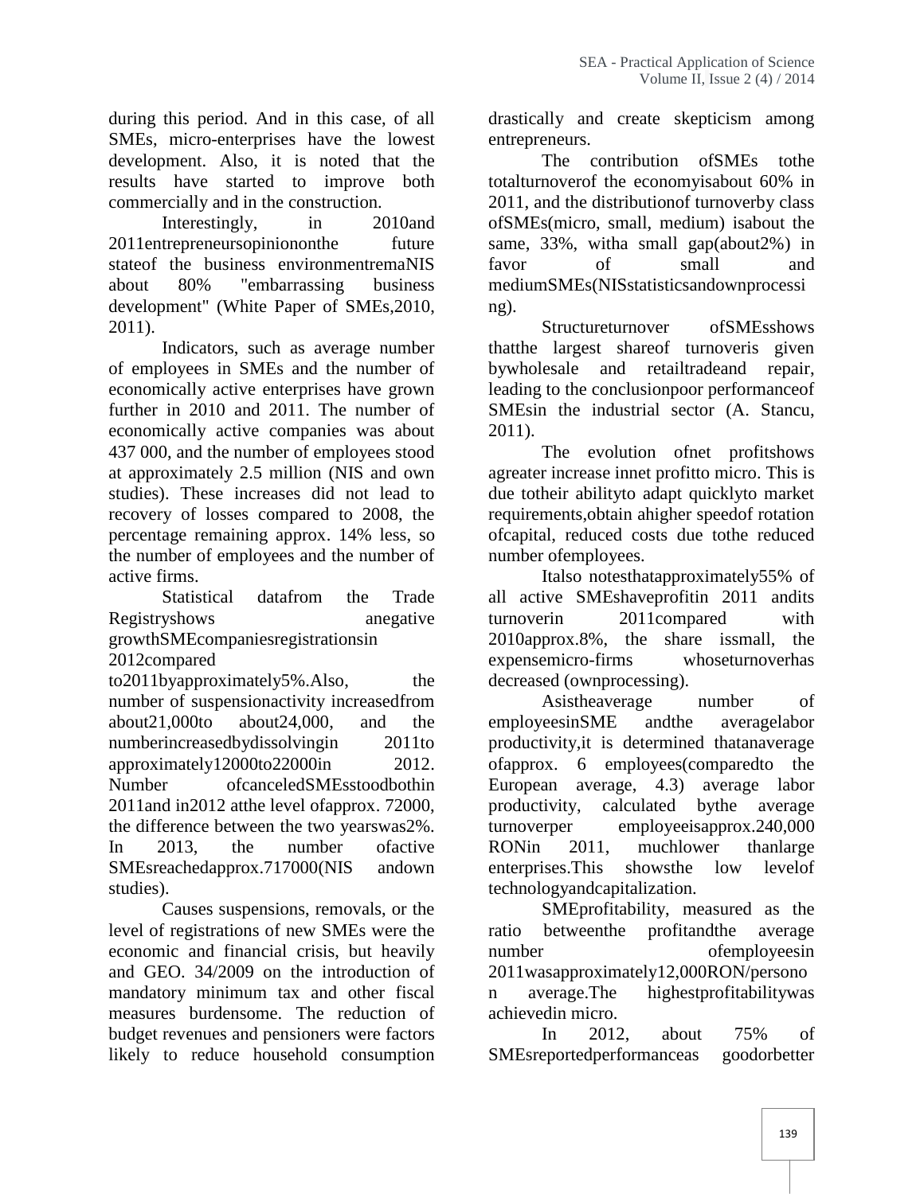during this period. And in this case, of all SMEs, micro-enterprises have the lowest development. Also, it is noted that the results have started to improve both commercially and in the construction.

Interestingly, in 2010and 2011entrepreneursopiniononthe future stateof the business environmentremaNIS about 80% "embarrassing business development" (White Paper of SMEs,2010, 2011).

Indicators, such as average number of employees in SMEs and the number of economically active enterprises have grown further in 2010 and 2011. The number of economically active companies was about 437 000, and the number of employees stood at approximately 2.5 million (NIS and own studies). These increases did not lead to recovery of losses compared to 2008, the percentage remaining approx. 14% less, so the number of employees and the number of active firms.

Statistical datafrom the Trade Registryshows anegative growthSMEcompaniesregistrationsin 2012compared to2011byapproximately5%.Also, the number of suspensionactivity increasedfrom about21,000to about24,000, and the numberincreasedbydissolvingin 2011to approximately12000to22000in 2012. Number ofcanceledSMEsstoodbothin 2011and in2012 atthe level ofapprox. 72000, the difference between the two yearswas2%. In 2013, the number ofactive SMEsreachedapprox.717000(NIS andown studies).

Causes suspensions, removals, or the level of registrations of new SMEs were the economic and financial crisis, but heavily and GEO. 34/2009 on the introduction of mandatory minimum tax and other fiscal measures burdensome. The reduction of budget revenues and pensioners were factors likely to reduce household consumption drastically and create skepticism among entrepreneurs.

The contribution ofSMEs tothe totalturnoverof the economyisabout 60% in 2011, and the distributionof turnoverby class ofSMEs(micro, small, medium) isabout the same, 33%, witha small gap(about2%) in favor of small and mediumSMEs(NISstatisticsandownprocessing).

Structureturnover ofSMEsshows thatthe largest shareof turnoveris given bywholesale and retailtradeand repair, leading to the conclusionpoor performanceof SMEsin the industrial sector (A. Stancu, 2011).

The evolution ofnet profitshows agreater increase innet profitto micro. This is due totheir abilityto adapt quicklyto market requirements,obtain ahigher speedof rotation ofcapital, reduced costs due tothe reduced number ofemployees.

Italso notesthatapproximately55% of all active SMEshaveprofitin 2011 andits turnoverin 2011compared with 2010approx.8%, the share issmall, the expensemicro-firms whoseturnoverhas decreased (ownprocessing).

Asistheaverage number of employeesinSME andthe averagelabor productivity,it is determined thatanaverage ofapprox. 6 employees(comparedto the European average, 4.3) average labor productivity, calculated bythe average turnoverper employeeisapprox.240,000 RONin 2011, muchlower thanlarge enterprises.This showsthe low levelof technologyandcapitalization.

SMEprofitability, measured as the ratio betweenthe profitandthe average number ofemployeesin 2011wasapproximately12,000RON/persono n average.The highestprofitabilitywas achievedin micro.

In 2012, about 75% of SMEsreportedperformanceas goodorbetter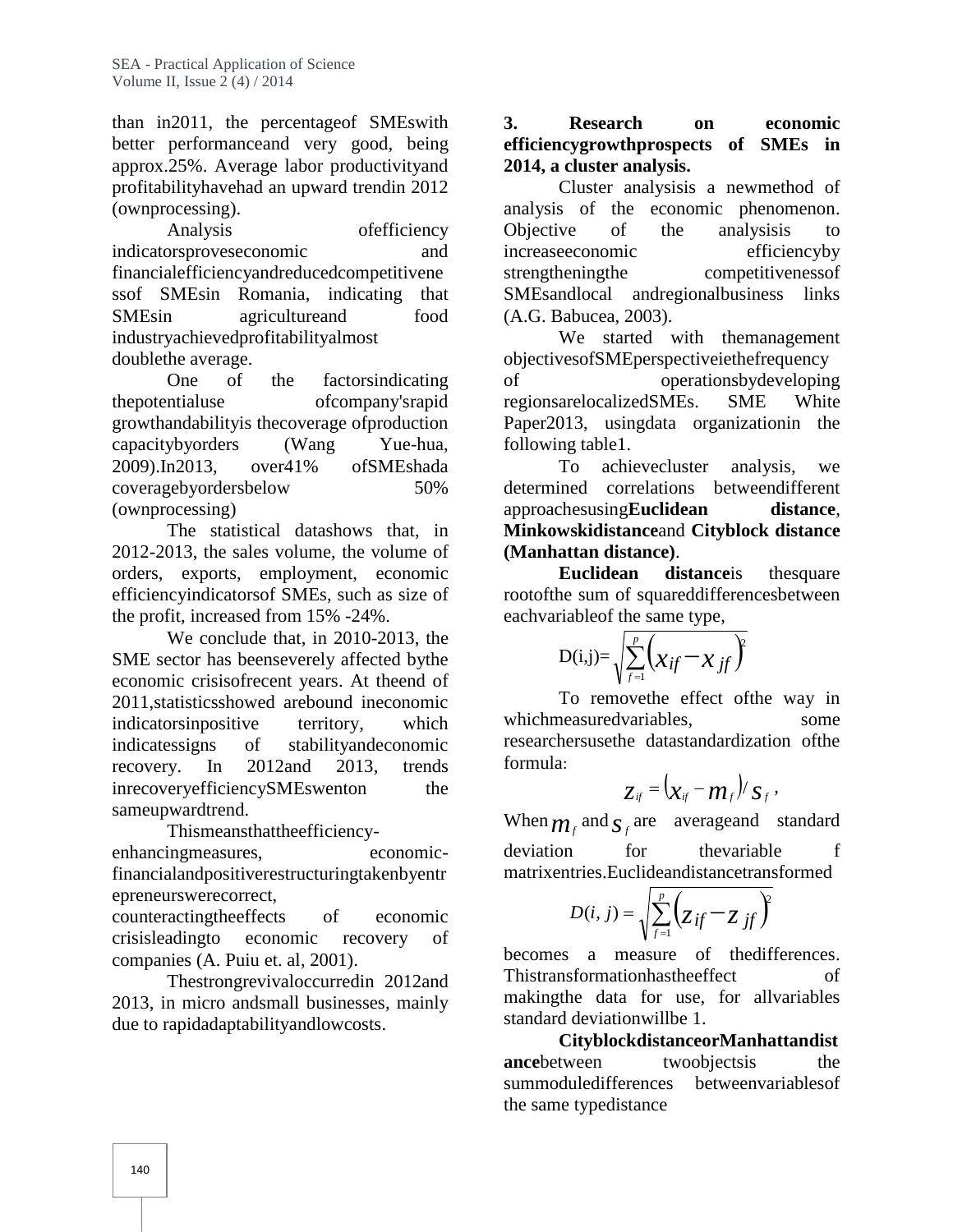than in2011, the percentageof SMEswith better performanceand very good, being approx.25%. Average labor productivityand profitabilityhavehad an upward trendin 2012 (ownprocessing).

Analysis ofefficiency indicatorsproveseconomic and financialefficiencyandreducedcompetitiveness of SMEsin Romania, indicating that SMEsin agricultureand food industryachievedprofitabilityalmost doublethe average.

One of the factorsindicating thepotentialuse ofcompany'srapid growthandabilityis thecoverage ofproduction capacitybyorders (Wang Yue-hua, 2009).In2013, over41% ofSMEshada coveragebyordersbelow 50% (ownprocessing)

The statistical datashows that, in 2012-2013, the sales volume, the volume of orders, exports, employment, economic efficiencyindicatorsof SMEs, such as size of the profit, increased from 15% -24%.

We conclude that, in 2010-2013, the SME sector has beenseverely affected bythe economic crisisofrecent years. At theend of 2011,statisticsshowed arebound ineconomic indicatorsinpositive territory, which indicatessigns of stabilityandeconomic recovery. In 2012and 2013, trends inrecoveryefficiencySMEswenton the sameupwardtrend.

Thismeansthattheefficiency-enhancingmeasures, economic-financialandpositiverestructuringtakenbyentrepreneurswerecorrect, counteractingtheeffects of economic crisisleadingto economic recovery of companies (A. Puiu et. al, 2001).

Thestrongrevivaloccurredin 2012and 2013, in micro andsmall businesses, mainly due to rapidadaptabilityandlowcosts.

**3. Research on economic efficiencygrowthprospects of SMEs in 2014, a cluster analysis.**

Cluster analysisis a newmethod of analysis of the economic phenomenon. Objective of the analysisis to increaseeconomic efficiencyby strengtheningthe competitivenessof SMEsandlocal andregionalbusiness links (A.G. Babucea, 2003).

We started with themanagement objectivesofSMEperspectiveiethefrequency of operationsbydeveloping regionsarelocalizedSMEs. SME White Paper2013, usingdata organizationin the following table1.

To achievecluster analysis, we determined correlations betweendifferent approachesusing**Euclidean distance**, **Minkowskidistance**and **Cityblock distance (Manhattan distance)**.

**Euclidean distance**is thesquare rootofthe sum of squareddifferencesbetween eachvariableof the same type,

$$D(i,j)=\sqrt{\sum_{f=1}^{p}\left(x_{if}-x_{jf}\right)^{2}}$$

To removethe effect ofthe way in whichmeasuredvariables, some researchersusethe datastandardization ofthe formula:

$$z_{if}=\left(x_{if}-m_{f}\right)/s_{f},$$

When $m_f$ and $s_f$ are averageand standard deviation for thevariable f matrixentries.Euclideandistancetransformed

$$D(i,j)=\sqrt{\sum_{f=1}^{p}\left(z_{if}-z_{jf}\right)^{2}}$$

becomes a measure of thedifferences. Thistransformationhastheeffect of makingthe data for use, for allvariables standard deviationwillbe 1.

**CityblockdistanceorManhattandistance**between twoobjectsis the summoduledifferences betweenvariablesof the same typedistance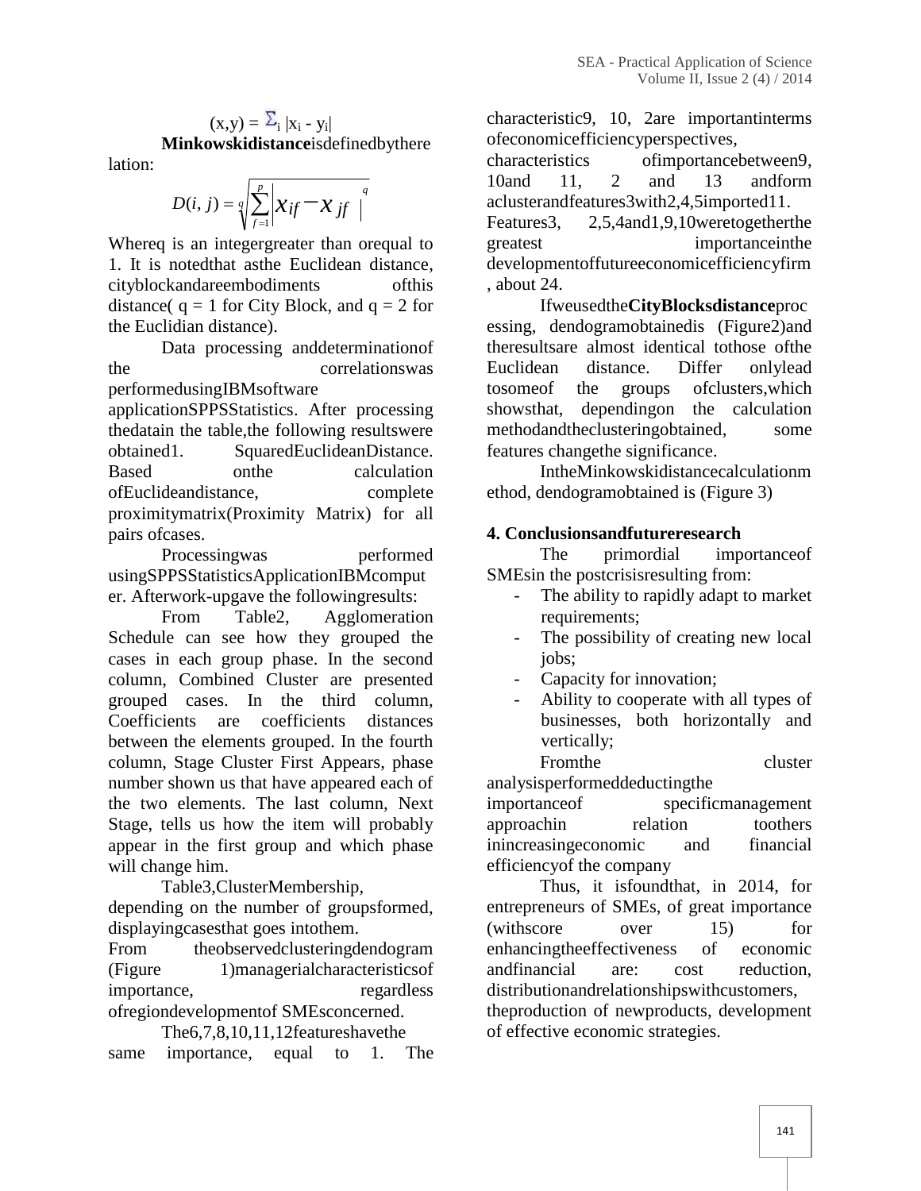$$(x,y) = \Sigma_i |x_i - y_i|$$

**Minkowskidistance**isdefinedbythere lation:

$$D(i, j) = \sqrt[q]{\sum_{f=1}^{p} \left| x_{if} - x_{jf} \right|^q}$$

Whereq is an integergreater than orequal to 1. It is notedthat asthe Euclidean distance, cityblockandareembodiments ofthis distance( q = 1 for City Block, and q = 2 for the Euclidian distance).

Data processing anddeterminationof the correlationswas performedusingIBMsoftware applicationSPPSStatistics. After processing thedatain the table,the following resultswere obtained1. SquaredEuclideanDistance. Based onthe calculation ofEuclideandistance, complete proximitymatrix(Proximity Matrix) for all pairs ofcases.

Processingwas performed usingSPPSStatisticsApplicationIBMcomput er. Afterwork-upgave the followingresults:

From Table2, Agglomeration Schedule can see how they grouped the cases in each group phase. In the second column, Combined Cluster are presented grouped cases. In the third column, Coefficients are coefficients distances between the elements grouped. In the fourth column, Stage Cluster First Appears, phase number shown us that have appeared each of the two elements. The last column, Next Stage, tells us how the item will probably appear in the first group and which phase will change him.

Table3,ClusterMembership, depending on the number of groupsformed, displayingcasesthat goes intothem.

From theobservedclusteringdendogram (Figure 1)managerialcharacteristicsof importance, regardless ofregiondevelopmentof SMEsconcerned.

The6,7,8,10,11,12featureshavethe same importance, equal to 1. The characteristic9, 10, 2are importantinterms ofeconomicefficiencyperspectives, characteristics ofimportancebetween9, 10and 11, 2 and 13 andform aclusterandfeatures3with2,4,5imported11. Features3, 2,5,4and1,9,10weretogetherthe greatest importanceinthe developmentoffutureeconomicefficiencyfirm , about 24.

IfweusedtheCityBlocksdistanceproc essing, dendogramobtainedis (Figure2)and theresultsare almost identical tothose ofthe Euclidean distance. Differ onlylead tosomeof the groups ofclusters,which showsthat, dependingon the calculation methodandtheclusteringobtained, some features changethe significance.

IntheMinkowskidistancecalculationm ethod, dendogramobtained is (Figure 3)

## 4. Conclusionsandfutureresearch

The primordial importanceof SMEsin the postcrisisresulting from:

- The ability to rapidly adapt to market requirements;
- The possibility of creating new local jobs;
- Capacity for innovation;
- Ability to cooperate with all types of businesses, both horizontally and vertically;

Fromthe cluster analysisperformeddeductingthe importanceof specificmanagement approachin relation toothers inincreasingeconomic and financial efficiencyof the company

Thus, it isfoundthat, in 2014, for entrepreneurs of SMEs, of great importance (withscore over 15) for enhancingtheeffectiveness of economic andfinancial are: cost reduction, distributionandrelationshipswithcustomers, theproduction of newproducts, development of effective economic strategies.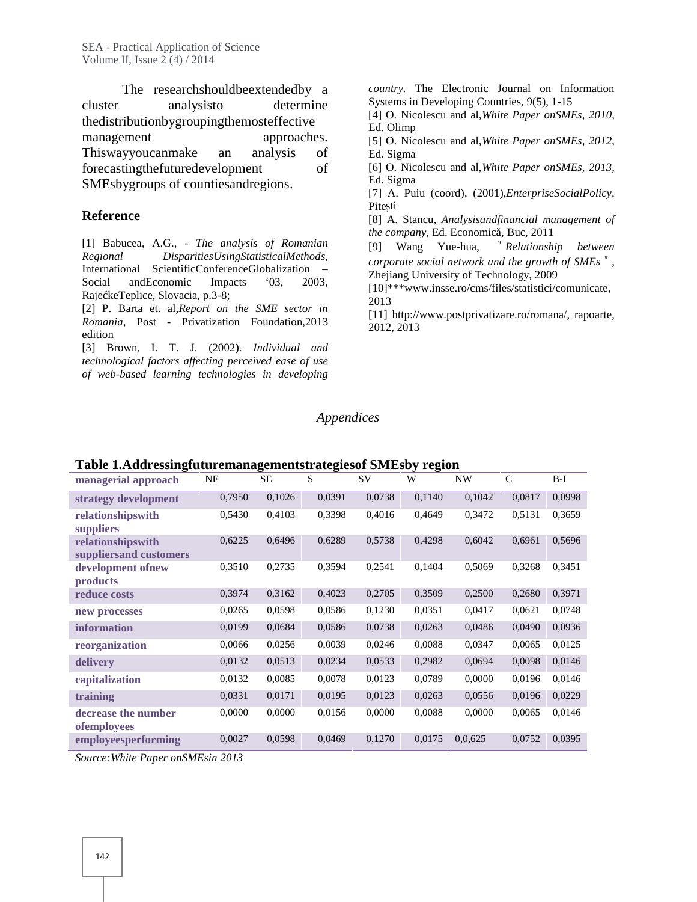The researchshouldbeextendedby a cluster analysisto determine thedistributionbygroupingthemosteffective management approaches. Thiswayyoucanmake an analysis of forecastingthefuturedevelopment of SMEsbygroups of countiesandregions.

## Reference

[1] Babucea, A.G., - *The analysis of Romanian Regional DisparitiesUsingStatisticalMethods*, International ScientificConferenceGlobalization – Social andEconomic Impacts '03, 2003, RajećkeTeplice, Slovacia, p.3-8;

[2] P. Barta et. al,*Report on the SME sector in Romania*, Post - Privatization Foundation,2013 edition

[3] Brown, I. T. J. (2002). *Individual and technological factors affecting perceived ease of use of web-based learning technologies in developing country*. The Electronic Journal on Information Systems in Developing Countries, 9(5), 1-15

[4] O. Nicolescu and al,*White Paper onSMEs, 2010*, Ed. Olimp

[5] O. Nicolescu and al,*White Paper onSMEs, 2012*, Ed. Sigma

[6] O. Nicolescu and al,*White Paper onSMEs, 2013*, Ed. Sigma

[7] A. Puiu (coord), (2001),*EnterpriseSocialPolicy*, Pitești

[8] A. Stancu, *Analysisandfinancial management of the company*, Ed. Economică, Buc, 2011

[9] Wang Yue-hua, "*Relationship between corporate social network and the growth of SMEs*", Zhejiang University of Technology, 2009

[10]***www.insse.ro/cms/files/statistici/comunicate, 2013

[11] http://www.postprivatizare.ro/romana/, rapoarte, 2012, 2013

*Appendices*

**Table 1.Addressingfuturemanagementstrategiesof SMEsby region**

| managerial approach | NE | SE | S | SV | W | NW | C | B-I |
|---|---|---|---|---|---|---|---|---|
| strategy development | 0,7950 | 0,1026 | 0,0391 | 0,0738 | 0,1140 | 0,1042 | 0,0817 | 0,0998 |
| relationshipswith suppliers | 0,5430 | 0,4103 | 0,3398 | 0,4016 | 0,4649 | 0,3472 | 0,5131 | 0,3659 |
| relationshipswith suppliersand customers | 0,6225 | 0,6496 | 0,6289 | 0,5738 | 0,4298 | 0,6042 | 0,6961 | 0,5696 |
| development ofnew products | 0,3510 | 0,2735 | 0,3594 | 0,2541 | 0,1404 | 0,5069 | 0,3268 | 0,3451 |
| reduce costs | 0,3974 | 0,3162 | 0,4023 | 0,2705 | 0,3509 | 0,2500 | 0,2680 | 0,3971 |
| new processes | 0,0265 | 0,0598 | 0,0586 | 0,1230 | 0,0351 | 0,0417 | 0,0621 | 0,0748 |
| information | 0,0199 | 0,0684 | 0,0586 | 0,0738 | 0,0263 | 0,0486 | 0,0490 | 0,0936 |
| reorganization | 0,0066 | 0,0256 | 0,0039 | 0,0246 | 0,0088 | 0,0347 | 0,0065 | 0,0125 |
| delivery | 0,0132 | 0,0513 | 0,0234 | 0,0533 | 0,2982 | 0,0694 | 0,0098 | 0,0146 |
| capitalization | 0,0132 | 0,0085 | 0,0078 | 0,0123 | 0,0789 | 0,0000 | 0,0196 | 0,0146 |
| training | 0,0331 | 0,0171 | 0,0195 | 0,0123 | 0,0263 | 0,0556 | 0,0196 | 0,0229 |
| decrease the number ofemployees | 0,0000 | 0,0000 | 0,0156 | 0,0000 | 0,0088 | 0,0000 | 0,0065 | 0,0146 |
| employeesperforming | 0,0027 | 0,0598 | 0,0469 | 0,1270 | 0,0175 | 0,0,625 | 0,0752 | 0,0395 |

*Source:White Paper onSMEsin 2013*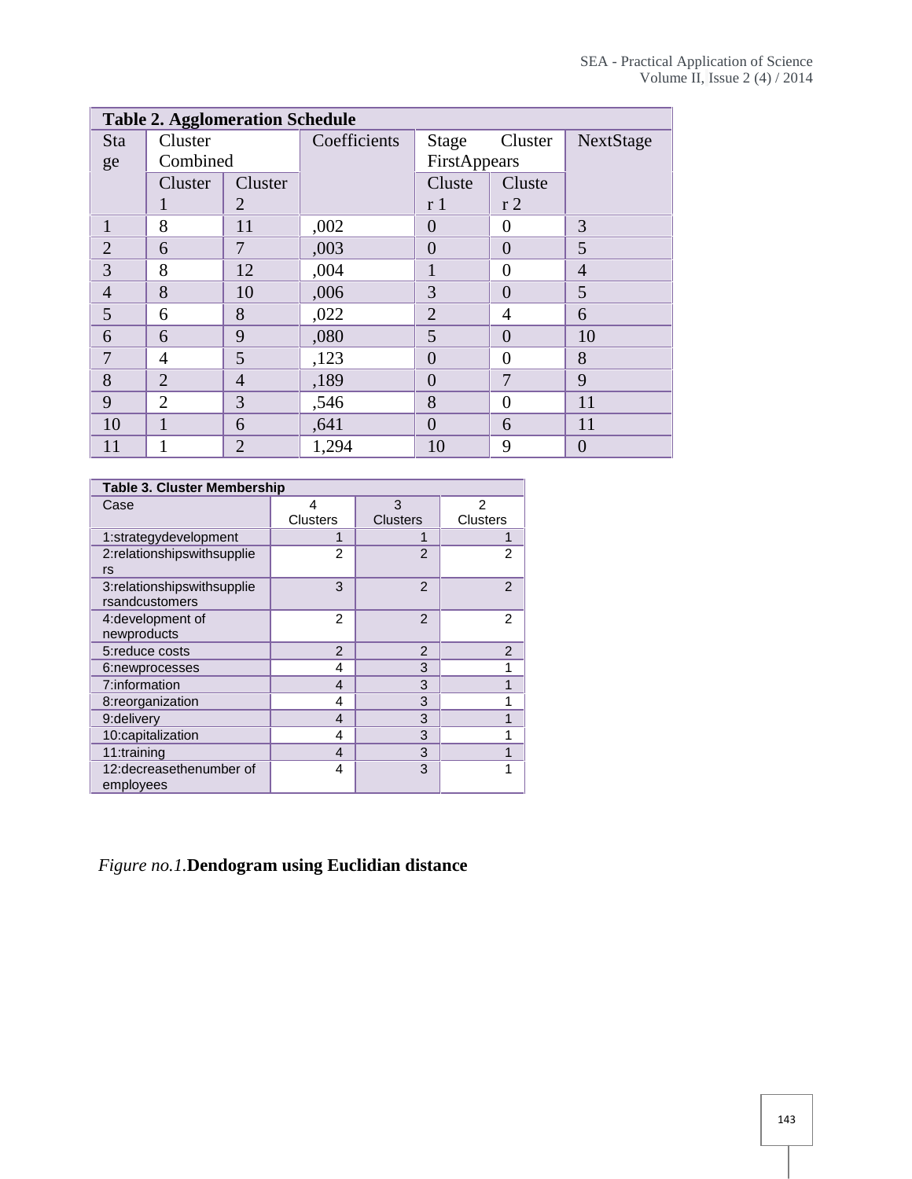**Table 2. Agglomeration Schedule**

| Stage | Cluster Combined | | Coefficients | Stage Cluster FirstAppears | | NextStage |
|---|---|---|---|---|---|---|
| | Cluster 1 | Cluster 2 | | Cluster 1 | Cluster 2 | |
| 1 | 8 | 11 | ,002 | 0 | 0 | 3 |
| 2 | 6 | 7 | ,003 | 0 | 0 | 5 |
| 3 | 8 | 12 | ,004 | 1 | 0 | 4 |
| 4 | 8 | 10 | ,006 | 3 | 0 | 5 |
| 5 | 6 | 8 | ,022 | 2 | 4 | 6 |
| 6 | 6 | 9 | ,080 | 5 | 0 | 10 |
| 7 | 4 | 5 | ,123 | 0 | 0 | 8 |
| 8 | 2 | 4 | ,189 | 0 | 7 | 9 |
| 9 | 2 | 3 | ,546 | 8 | 0 | 11 |
| 10 | 1 | 6 | ,641 | 0 | 6 | 11 |
| 11 | 1 | 2 | 1,294 | 10 | 9 | 0 |

**Table 3. Cluster Membership**

| Case | 4 Clusters | 3 Clusters | 2 Clusters |
|---|---|---|---|
| 1:strategydevelopment | 1 | 1 | 1 |
| 2:relationshipswithsuppliers | 2 | 2 | 2 |
| 3:relationshipswithsuppliersandcustomers | 3 | 2 | 2 |
| 4:development of newproducts | 2 | 2 | 2 |
| 5:reduce costs | 2 | 2 | 2 |
| 6:newprocesses | 4 | 3 | 1 |
| 7:information | 4 | 3 | 1 |
| 8:reorganization | 4 | 3 | 1 |
| 9:delivery | 4 | 3 | 1 |
| 10:capitalization | 4 | 3 | 1 |
| 11:training | 4 | 3 | 1 |
| 12:decreasethenumber of employees | 4 | 3 | 1 |

*Figure no.1.***Dendogram using Euclidian distance**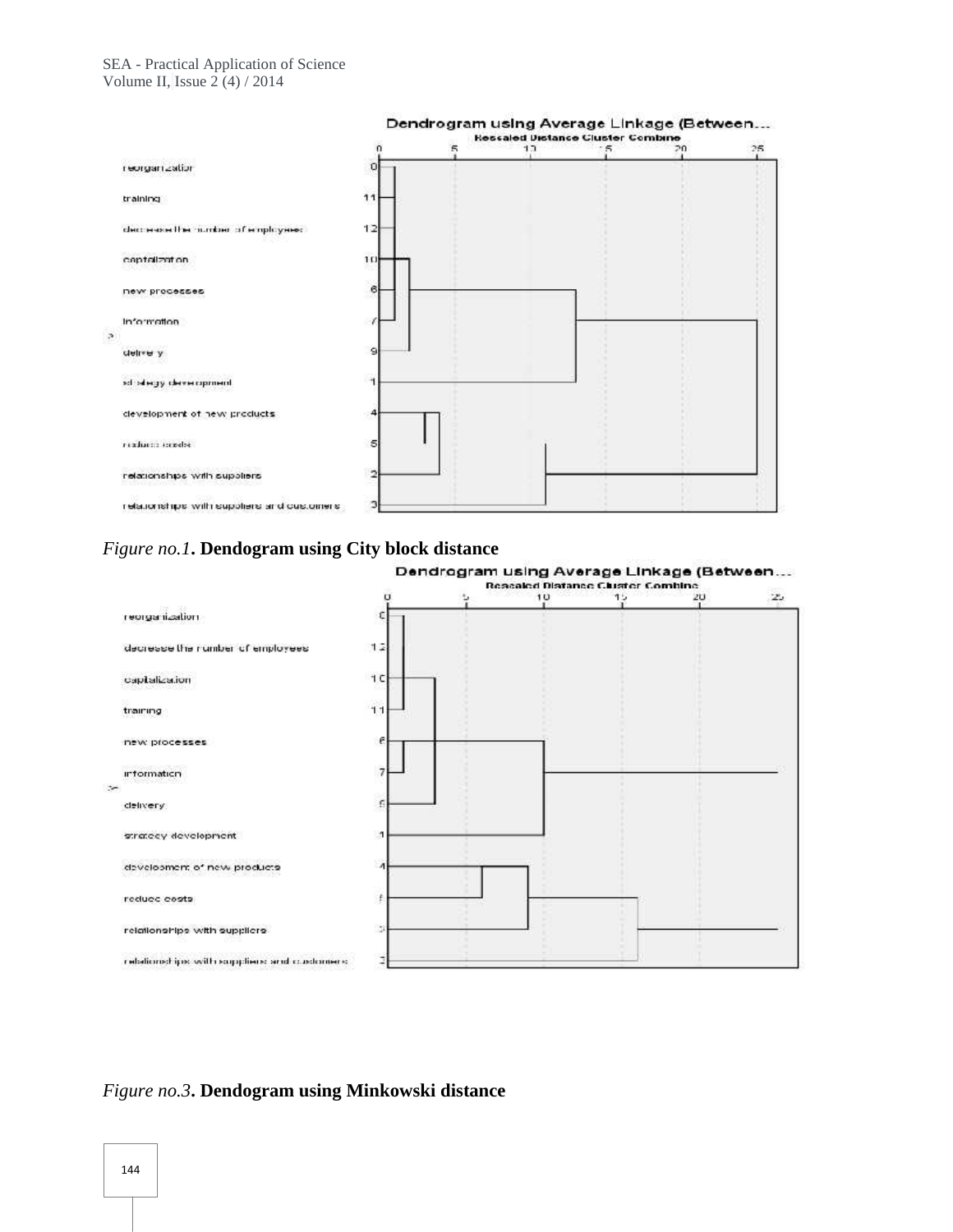*Figure no.1*. **Dendogram using City block distance**

*Figure no.3*. **Dendogram using Minkowski distance**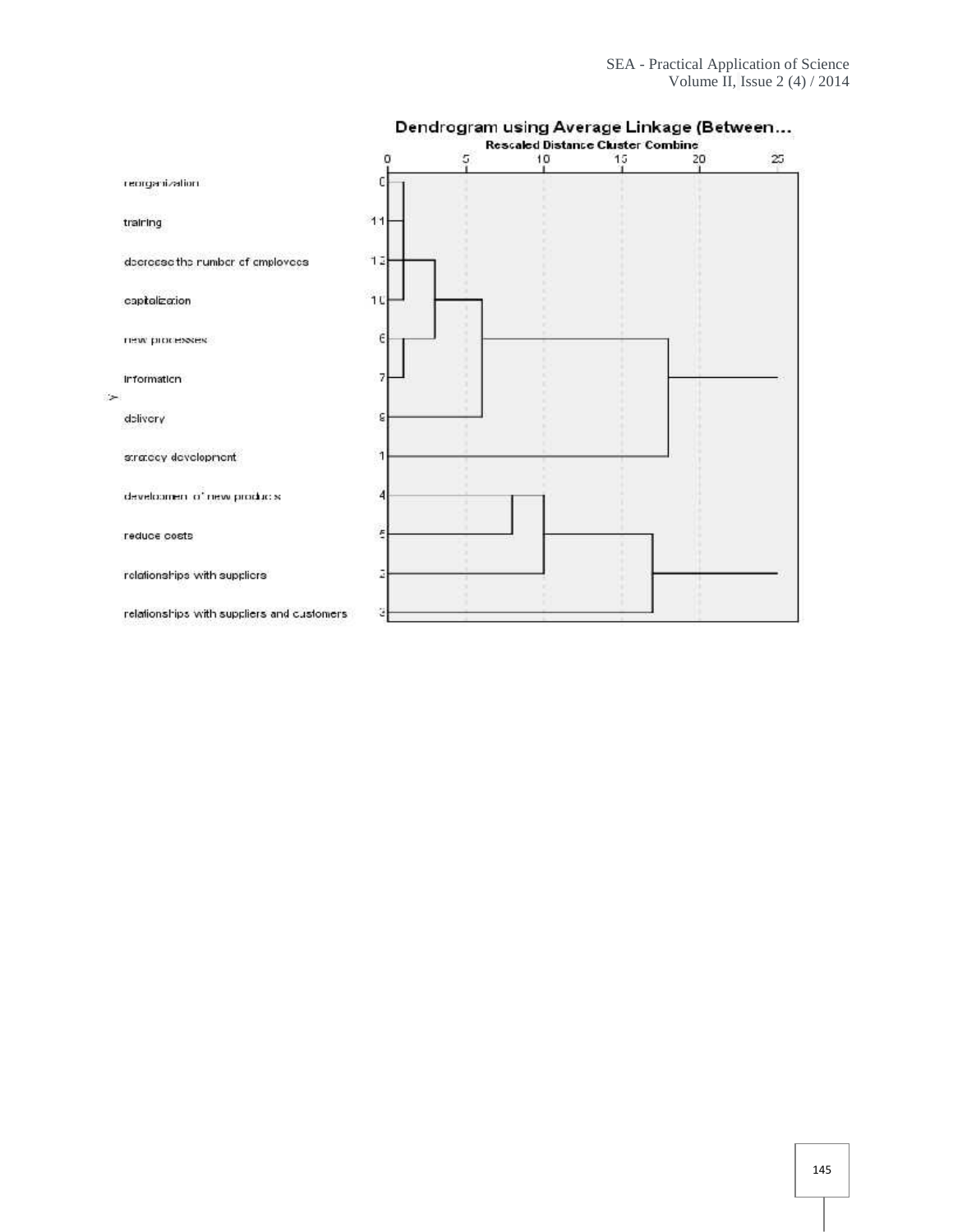**Dendrogram using Average Linkage (Between...**

**Rescaled Distance Cluster Combine**

0 5 10 15 20 25

- reorganization 0
- training 11
- decrease the number of employees 12
- capitalization 10
- new processes 6
- information 7
- delivery 9
- strategy development 1
- development of new products 4
- reduce costs 5
- relationships with suppliers 2
- relationships with suppliers and customers 3